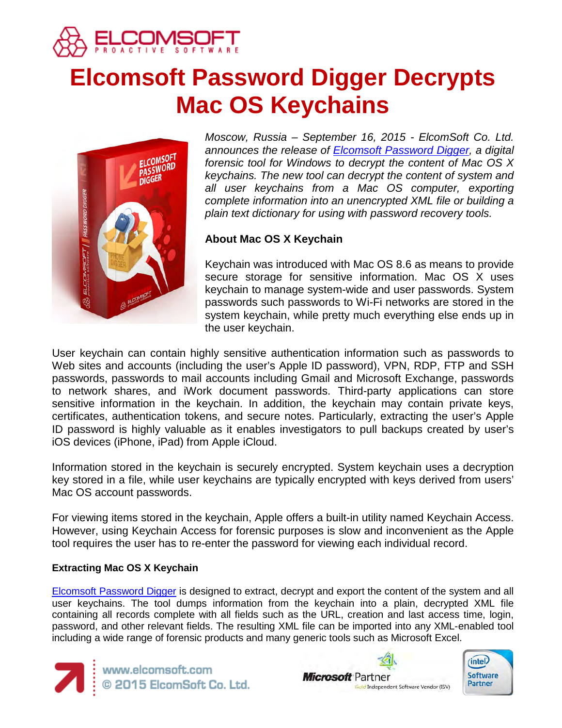# Elcomsoft Password Digger Decrypts Mac OS Keychains

*Moscow, Russia – September 16, 2015 - ElcomSoft Co. Ltd. announces the release of [Elcomsoft Password Digger](), a digital forensic tool for Windows to decrypt the content of Mac OS X keychains. The new tool can decrypt the content of system and all user keychains from a Mac OS computer, exporting complete information into an unencrypted XML file or building a plain text dictionary for using with password recovery tools.*

### About Mac OS X Keychain

Keychain was introduced with Mac OS 8.6 as means to provide secure storage for sensitive information. Mac OS X uses keychain to manage system-wide and user passwords. System passwords such passwords to Wi-Fi networks are stored in the system keychain, while pretty much everything else ends up in the user keychain.

User keychain can contain highly sensitive authentication information such as passwords to Web sites and accounts (including the user's Apple ID password), VPN, RDP, FTP and SSH passwords, passwords to mail accounts including Gmail and Microsoft Exchange, passwords to network shares, and iWork document passwords. Third-party applications can store sensitive information in the keychain. In addition, the keychain may contain private keys, certificates, authentication tokens, and secure notes. Particularly, extracting the user's Apple ID password is highly valuable as it enables investigators to pull backups created by user's iOS devices (iPhone, iPad) from Apple iCloud.

Information stored in the keychain is securely encrypted. System keychain uses a decryption key stored in a file, while user keychains are typically encrypted with keys derived from users' Mac OS account passwords.

For viewing items stored in the keychain, Apple offers a built-in utility named Keychain Access. However, using Keychain Access for forensic purposes is slow and inconvenient as the Apple tool requires the user has to re-enter the password for viewing each individual record.

### Extracting Mac OS X Keychain

[Elcomsoft Password Digger]() is designed to extract, decrypt and export the content of the system and all user keychains. The tool dumps information from the keychain into a plain, decrypted XML file containing all records complete with all fields such as the URL, creation and last access time, login, password, and other relevant fields. The resulting XML file can be imported into any XML-enabled tool including a wide range of forensic products and many generic tools such as Microsoft Excel.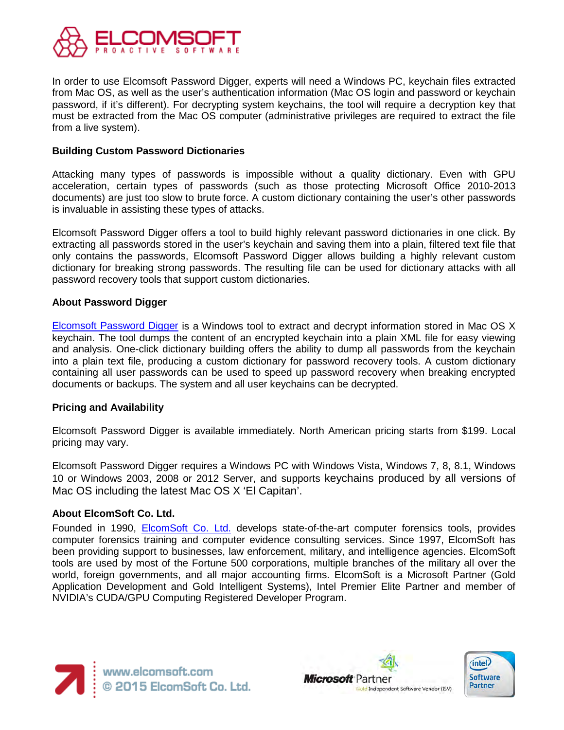In order to use Elcomsoft Password Digger, experts will need a Windows PC, keychain files extracted from Mac OS, as well as the user's authentication information (Mac OS login and password or keychain password, if it's different). For decrypting system keychains, the tool will require a decryption key that must be extracted from the Mac OS computer (administrative privileges are required to extract the file from a live system).

**Building Custom Password Dictionaries**

Attacking many types of passwords is impossible without a quality dictionary. Even with GPU acceleration, certain types of passwords (such as those protecting Microsoft Office 2010-2013 documents) are just too slow to brute force. A custom dictionary containing the user's other passwords is invaluable in assisting these types of attacks.

Elcomsoft Password Digger offers a tool to build highly relevant password dictionaries in one click. By extracting all passwords stored in the user's keychain and saving them into a plain, filtered text file that only contains the passwords, Elcomsoft Password Digger allows building a highly relevant custom dictionary for breaking strong passwords. The resulting file can be used for dictionary attacks with all password recovery tools that support custom dictionaries.

**About Password Digger**

Elcomsoft Password Digger is a Windows tool to extract and decrypt information stored in Mac OS X keychain. The tool dumps the content of an encrypted keychain into a plain XML file for easy viewing and analysis. One-click dictionary building offers the ability to dump all passwords from the keychain into a plain text file, producing a custom dictionary for password recovery tools. A custom dictionary containing all user passwords can be used to speed up password recovery when breaking encrypted documents or backups. The system and all user keychains can be decrypted.

**Pricing and Availability**

Elcomsoft Password Digger is available immediately. North American pricing starts from $199. Local pricing may vary.

Elcomsoft Password Digger requires a Windows PC with Windows Vista, Windows 7, 8, 8.1, Windows 10 or Windows 2003, 2008 or 2012 Server, and supports keychains produced by all versions of Mac OS including the latest Mac OS X 'El Capitan'.

**About ElcomSoft Co. Ltd.**

Founded in 1990, ElcomSoft Co. Ltd. develops state-of-the-art computer forensics tools, provides computer forensics training and computer evidence consulting services. Since 1997, ElcomSoft has been providing support to businesses, law enforcement, military, and intelligence agencies. ElcomSoft tools are used by most of the Fortune 500 corporations, multiple branches of the military all over the world, foreign governments, and all major accounting firms. ElcomSoft is a Microsoft Partner (Gold Application Development and Gold Intelligent Systems), Intel Premier Elite Partner and member of NVIDIA's CUDA/GPU Computing Registered Developer Program.

www.elcomsoft.com
© 2015 ElcomSoft Co. Ltd.